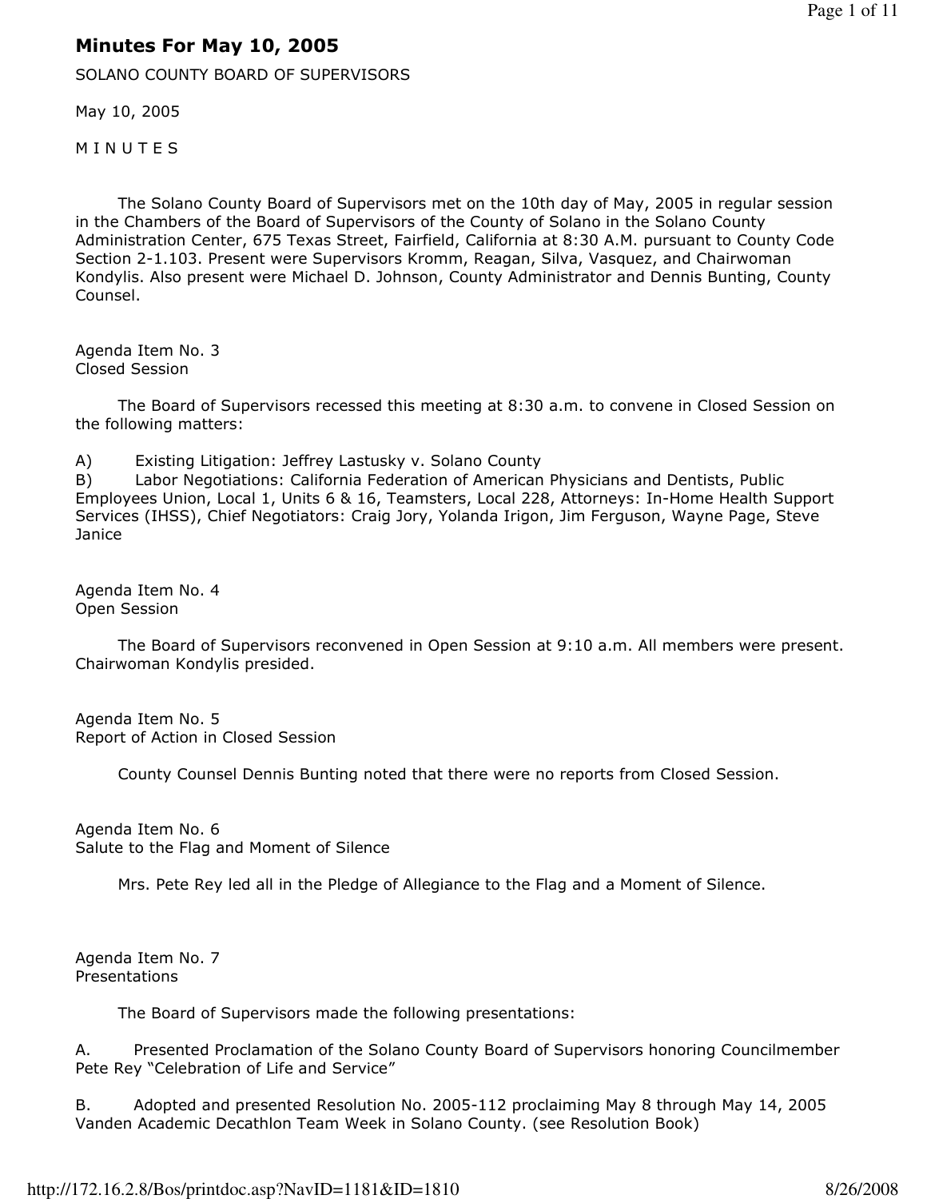# Minutes For May 10, 2005

SOLANO COUNTY BOARD OF SUPERVISORS

May 10, 2005

M I N U T E S

The Solano County Board of Supervisors met on the 10th day of May, 2005 in regular session in the Chambers of the Board of Supervisors of the County of Solano in the Solano County Administration Center, 675 Texas Street, Fairfield, California at 8:30 A.M. pursuant to County Code Section 2-1.103. Present were Supervisors Kromm, Reagan, Silva, Vasquez, and Chairwoman Kondylis. Also present were Michael D. Johnson, County Administrator and Dennis Bunting, County Counsel.

Agenda Item No. 3
Closed Session

The Board of Supervisors recessed this meeting at 8:30 a.m. to convene in Closed Session on the following matters:

A) Existing Litigation: Jeffrey Lastusky v. Solano County
B) Labor Negotiations: California Federation of American Physicians and Dentists, Public Employees Union, Local 1, Units 6 & 16, Teamsters, Local 228, Attorneys: In-Home Health Support Services (IHSS), Chief Negotiators: Craig Jory, Yolanda Irigon, Jim Ferguson, Wayne Page, Steve Janice

Agenda Item No. 4
Open Session

The Board of Supervisors reconvened in Open Session at 9:10 a.m. All members were present. Chairwoman Kondylis presided.

Agenda Item No. 5
Report of Action in Closed Session

County Counsel Dennis Bunting noted that there were no reports from Closed Session.

Agenda Item No. 6
Salute to the Flag and Moment of Silence

Mrs. Pete Rey led all in the Pledge of Allegiance to the Flag and a Moment of Silence.

Agenda Item No. 7
Presentations

The Board of Supervisors made the following presentations:

A. Presented Proclamation of the Solano County Board of Supervisors honoring Councilmember Pete Rey "Celebration of Life and Service"

B. Adopted and presented Resolution No. 2005-112 proclaiming May 8 through May 14, 2005 Vanden Academic Decathlon Team Week in Solano County. (see Resolution Book)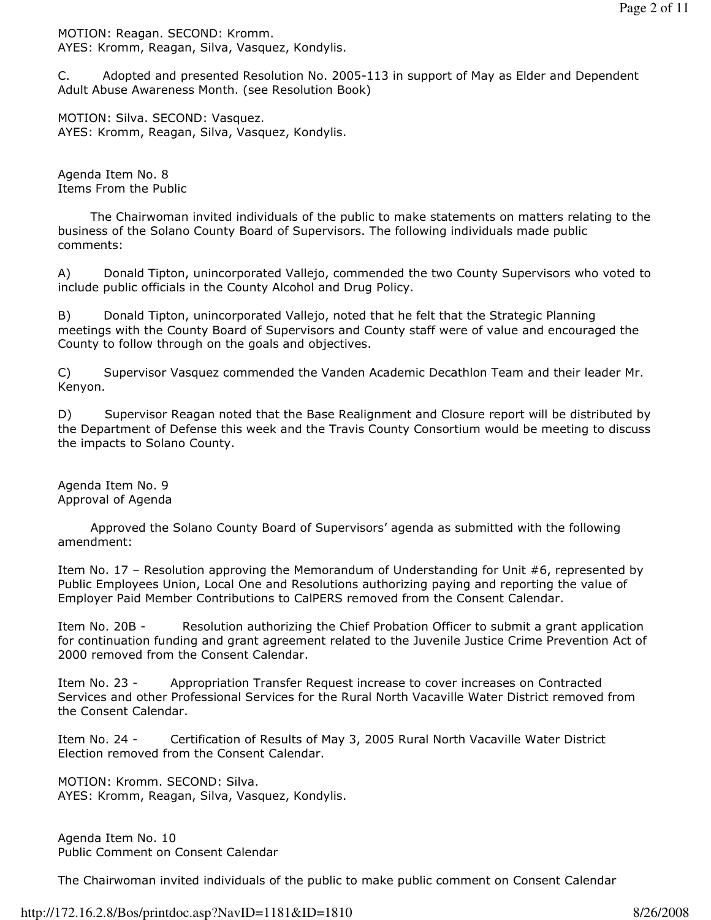MOTION: Reagan. SECOND: Kromm.
AYES: Kromm, Reagan, Silva, Vasquez, Kondylis.

C. Adopted and presented Resolution No. 2005-113 in support of May as Elder and Dependent Adult Abuse Awareness Month. (see Resolution Book)

MOTION: Silva. SECOND: Vasquez.
AYES: Kromm, Reagan, Silva, Vasquez, Kondylis.

Agenda Item No. 8
Items From the Public

The Chairwoman invited individuals of the public to make statements on matters relating to the business of the Solano County Board of Supervisors. The following individuals made public comments:

A) Donald Tipton, unincorporated Vallejo, commended the two County Supervisors who voted to include public officials in the County Alcohol and Drug Policy.

B) Donald Tipton, unincorporated Vallejo, noted that he felt that the Strategic Planning meetings with the County Board of Supervisors and County staff were of value and encouraged the County to follow through on the goals and objectives.

C) Supervisor Vasquez commended the Vanden Academic Decathlon Team and their leader Mr. Kenyon.

D) Supervisor Reagan noted that the Base Realignment and Closure report will be distributed by the Department of Defense this week and the Travis County Consortium would be meeting to discuss the impacts to Solano County.

Agenda Item No. 9
Approval of Agenda

Approved the Solano County Board of Supervisors' agenda as submitted with the following amendment:

Item No. 17 – Resolution approving the Memorandum of Understanding for Unit #6, represented by Public Employees Union, Local One and Resolutions authorizing paying and reporting the value of Employer Paid Member Contributions to CalPERS removed from the Consent Calendar.

Item No. 20B - Resolution authorizing the Chief Probation Officer to submit a grant application for continuation funding and grant agreement related to the Juvenile Justice Crime Prevention Act of 2000 removed from the Consent Calendar.

Item No. 23 - Appropriation Transfer Request increase to cover increases on Contracted Services and other Professional Services for the Rural North Vacaville Water District removed from the Consent Calendar.

Item No. 24 - Certification of Results of May 3, 2005 Rural North Vacaville Water District Election removed from the Consent Calendar.

MOTION: Kromm. SECOND: Silva.
AYES: Kromm, Reagan, Silva, Vasquez, Kondylis.

Agenda Item No. 10
Public Comment on Consent Calendar

The Chairwoman invited individuals of the public to make public comment on Consent Calendar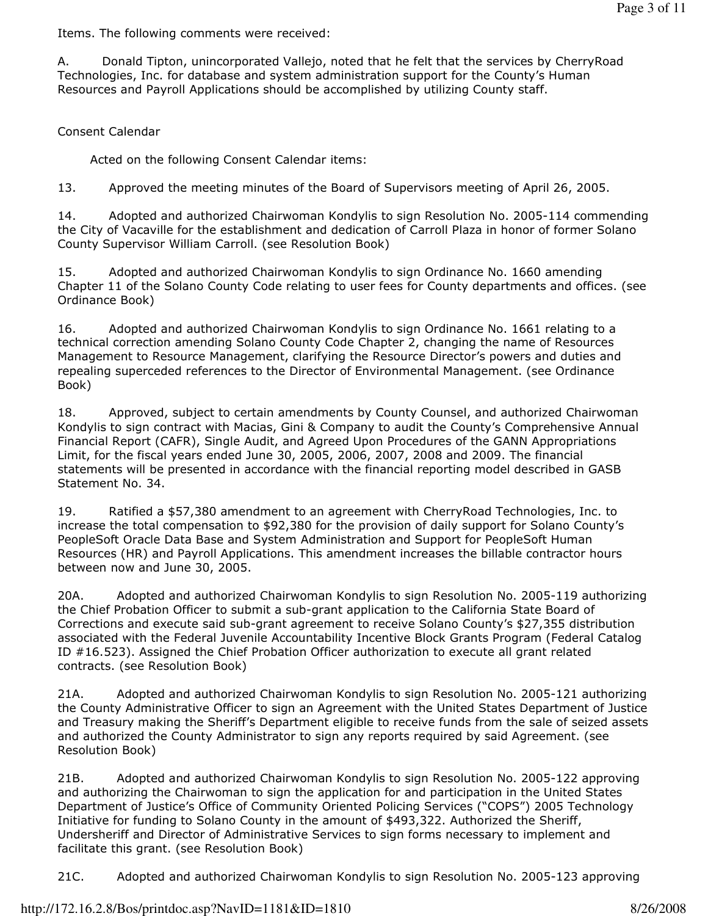Items. The following comments were received:

A. Donald Tipton, unincorporated Vallejo, noted that he felt that the services by CherryRoad Technologies, Inc. for database and system administration support for the County's Human Resources and Payroll Applications should be accomplished by utilizing County staff.

Consent Calendar

Acted on the following Consent Calendar items:

13. Approved the meeting minutes of the Board of Supervisors meeting of April 26, 2005.

14. Adopted and authorized Chairwoman Kondylis to sign Resolution No. 2005-114 commending the City of Vacaville for the establishment and dedication of Carroll Plaza in honor of former Solano County Supervisor William Carroll. (see Resolution Book)

15. Adopted and authorized Chairwoman Kondylis to sign Ordinance No. 1660 amending Chapter 11 of the Solano County Code relating to user fees for County departments and offices. (see Ordinance Book)

16. Adopted and authorized Chairwoman Kondylis to sign Ordinance No. 1661 relating to a technical correction amending Solano County Code Chapter 2, changing the name of Resources Management to Resource Management, clarifying the Resource Director's powers and duties and repealing superceded references to the Director of Environmental Management. (see Ordinance Book)

18. Approved, subject to certain amendments by County Counsel, and authorized Chairwoman Kondylis to sign contract with Macias, Gini & Company to audit the County's Comprehensive Annual Financial Report (CAFR), Single Audit, and Agreed Upon Procedures of the GANN Appropriations Limit, for the fiscal years ended June 30, 2005, 2006, 2007, 2008 and 2009. The financial statements will be presented in accordance with the financial reporting model described in GASB Statement No. 34.

19. Ratified a $57,380 amendment to an agreement with CherryRoad Technologies, Inc. to increase the total compensation to $92,380 for the provision of daily support for Solano County's PeopleSoft Oracle Data Base and System Administration and Support for PeopleSoft Human Resources (HR) and Payroll Applications. This amendment increases the billable contractor hours between now and June 30, 2005.

20A. Adopted and authorized Chairwoman Kondylis to sign Resolution No. 2005-119 authorizing the Chief Probation Officer to submit a sub-grant application to the California State Board of Corrections and execute said sub-grant agreement to receive Solano County's $27,355 distribution associated with the Federal Juvenile Accountability Incentive Block Grants Program (Federal Catalog ID #16.523). Assigned the Chief Probation Officer authorization to execute all grant related contracts. (see Resolution Book)

21A. Adopted and authorized Chairwoman Kondylis to sign Resolution No. 2005-121 authorizing the County Administrative Officer to sign an Agreement with the United States Department of Justice and Treasury making the Sheriff's Department eligible to receive funds from the sale of seized assets and authorized the County Administrator to sign any reports required by said Agreement. (see Resolution Book)

21B. Adopted and authorized Chairwoman Kondylis to sign Resolution No. 2005-122 approving and authorizing the Chairwoman to sign the application for and participation in the United States Department of Justice's Office of Community Oriented Policing Services ("COPS") 2005 Technology Initiative for funding to Solano County in the amount of $493,322. Authorized the Sheriff, Undersheriff and Director of Administrative Services to sign forms necessary to implement and facilitate this grant. (see Resolution Book)

21C. Adopted and authorized Chairwoman Kondylis to sign Resolution No. 2005-123 approving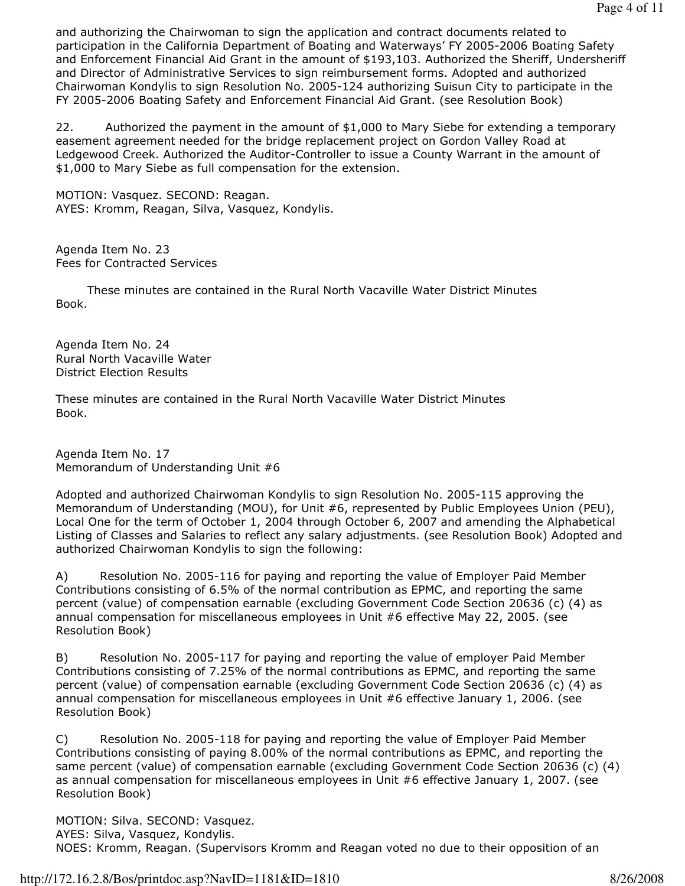and authorizing the Chairwoman to sign the application and contract documents related to participation in the California Department of Boating and Waterways' FY 2005-2006 Boating Safety and Enforcement Financial Aid Grant in the amount of $193,103. Authorized the Sheriff, Undersheriff and Director of Administrative Services to sign reimbursement forms. Adopted and authorized Chairwoman Kondylis to sign Resolution No. 2005-124 authorizing Suisun City to participate in the FY 2005-2006 Boating Safety and Enforcement Financial Aid Grant. (see Resolution Book)

22. Authorized the payment in the amount of $1,000 to Mary Siebe for extending a temporary easement agreement needed for the bridge replacement project on Gordon Valley Road at Ledgewood Creek. Authorized the Auditor-Controller to issue a County Warrant in the amount of $1,000 to Mary Siebe as full compensation for the extension.

MOTION: Vasquez. SECOND: Reagan.
AYES: Kromm, Reagan, Silva, Vasquez, Kondylis.

Agenda Item No. 23
Fees for Contracted Services

These minutes are contained in the Rural North Vacaville Water District Minutes Book.

Agenda Item No. 24
Rural North Vacaville Water
District Election Results

These minutes are contained in the Rural North Vacaville Water District Minutes Book.

Agenda Item No. 17
Memorandum of Understanding Unit #6

Adopted and authorized Chairwoman Kondylis to sign Resolution No. 2005-115 approving the Memorandum of Understanding (MOU), for Unit #6, represented by Public Employees Union (PEU), Local One for the term of October 1, 2004 through October 6, 2007 and amending the Alphabetical Listing of Classes and Salaries to reflect any salary adjustments. (see Resolution Book) Adopted and authorized Chairwoman Kondylis to sign the following:

A) Resolution No. 2005-116 for paying and reporting the value of Employer Paid Member Contributions consisting of 6.5% of the normal contribution as EPMC, and reporting the same percent (value) of compensation earnable (excluding Government Code Section 20636 (c) (4) as annual compensation for miscellaneous employees in Unit #6 effective May 22, 2005. (see Resolution Book)

B) Resolution No. 2005-117 for paying and reporting the value of employer Paid Member Contributions consisting of 7.25% of the normal contributions as EPMC, and reporting the same percent (value) of compensation earnable (excluding Government Code Section 20636 (c) (4) as annual compensation for miscellaneous employees in Unit #6 effective January 1, 2006. (see Resolution Book)

C) Resolution No. 2005-118 for paying and reporting the value of Employer Paid Member Contributions consisting of paying 8.00% of the normal contributions as EPMC, and reporting the same percent (value) of compensation earnable (excluding Government Code Section 20636 (c) (4) as annual compensation for miscellaneous employees in Unit #6 effective January 1, 2007. (see Resolution Book)

MOTION: Silva. SECOND: Vasquez.
AYES: Silva, Vasquez, Kondylis.
NOES: Kromm, Reagan. (Supervisors Kromm and Reagan voted no due to their opposition of an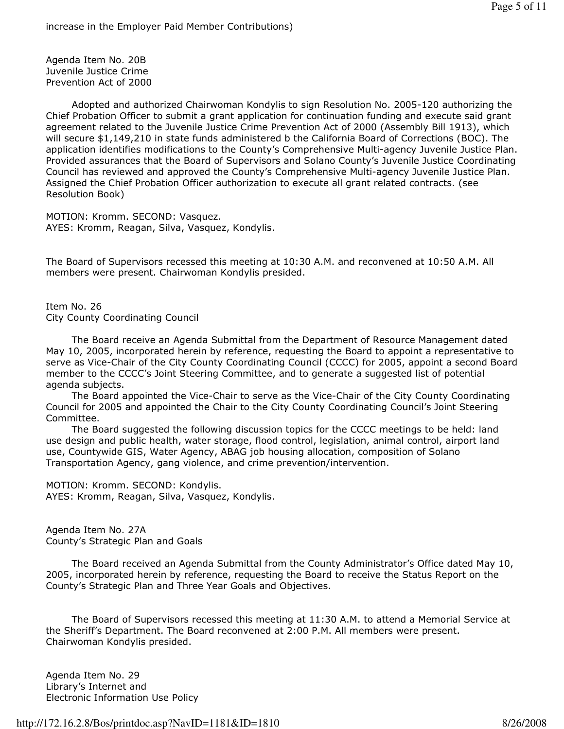increase in the Employer Paid Member Contributions)

Agenda Item No. 20B
Juvenile Justice Crime
Prevention Act of 2000

Adopted and authorized Chairwoman Kondylis to sign Resolution No. 2005-120 authorizing the Chief Probation Officer to submit a grant application for continuation funding and execute said grant agreement related to the Juvenile Justice Crime Prevention Act of 2000 (Assembly Bill 1913), which will secure $1,149,210 in state funds administered b the California Board of Corrections (BOC). The application identifies modifications to the County's Comprehensive Multi-agency Juvenile Justice Plan. Provided assurances that the Board of Supervisors and Solano County's Juvenile Justice Coordinating Council has reviewed and approved the County's Comprehensive Multi-agency Juvenile Justice Plan. Assigned the Chief Probation Officer authorization to execute all grant related contracts. (see Resolution Book)

MOTION: Kromm. SECOND: Vasquez.
AYES: Kromm, Reagan, Silva, Vasquez, Kondylis.

The Board of Supervisors recessed this meeting at 10:30 A.M. and reconvened at 10:50 A.M. All members were present. Chairwoman Kondylis presided.

Item No. 26
City County Coordinating Council

The Board receive an Agenda Submittal from the Department of Resource Management dated May 10, 2005, incorporated herein by reference, requesting the Board to appoint a representative to serve as Vice-Chair of the City County Coordinating Council (CCCC) for 2005, appoint a second Board member to the CCCC's Joint Steering Committee, and to generate a suggested list of potential agenda subjects.

The Board appointed the Vice-Chair to serve as the Vice-Chair of the City County Coordinating Council for 2005 and appointed the Chair to the City County Coordinating Council's Joint Steering Committee.

The Board suggested the following discussion topics for the CCCC meetings to be held: land use design and public health, water storage, flood control, legislation, animal control, airport land use, Countywide GIS, Water Agency, ABAG job housing allocation, composition of Solano Transportation Agency, gang violence, and crime prevention/intervention.

MOTION: Kromm. SECOND: Kondylis.
AYES: Kromm, Reagan, Silva, Vasquez, Kondylis.

Agenda Item No. 27A
County's Strategic Plan and Goals

The Board received an Agenda Submittal from the County Administrator's Office dated May 10, 2005, incorporated herein by reference, requesting the Board to receive the Status Report on the County's Strategic Plan and Three Year Goals and Objectives.

The Board of Supervisors recessed this meeting at 11:30 A.M. to attend a Memorial Service at the Sheriff's Department. The Board reconvened at 2:00 P.M. All members were present. Chairwoman Kondylis presided.

Agenda Item No. 29
Library's Internet and
Electronic Information Use Policy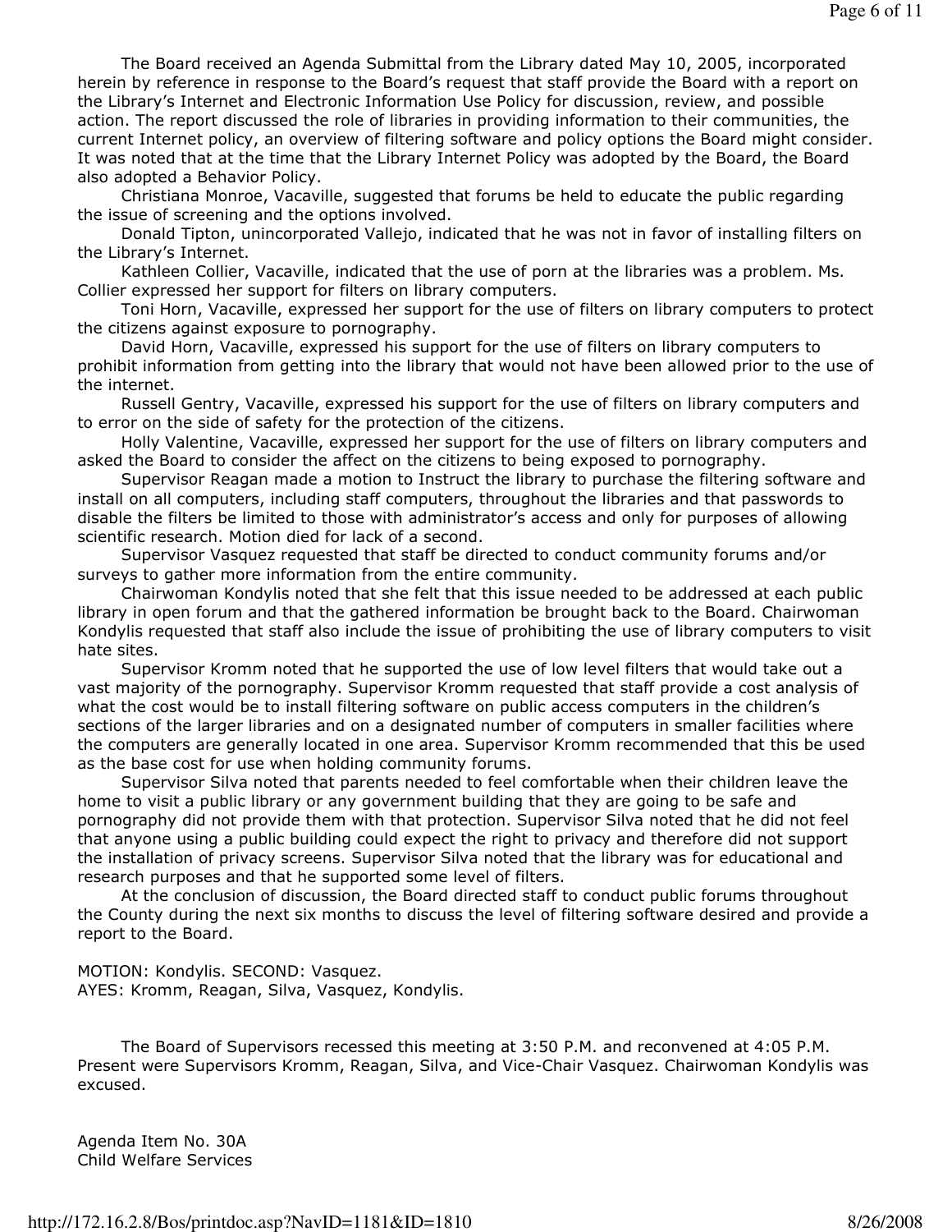The Board received an Agenda Submittal from the Library dated May 10, 2005, incorporated herein by reference in response to the Board's request that staff provide the Board with a report on the Library's Internet and Electronic Information Use Policy for discussion, review, and possible action. The report discussed the role of libraries in providing information to their communities, the current Internet policy, an overview of filtering software and policy options the Board might consider. It was noted that at the time that the Library Internet Policy was adopted by the Board, the Board also adopted a Behavior Policy.

Christiana Monroe, Vacaville, suggested that forums be held to educate the public regarding the issue of screening and the options involved.

Donald Tipton, unincorporated Vallejo, indicated that he was not in favor of installing filters on the Library's Internet.

Kathleen Collier, Vacaville, indicated that the use of porn at the libraries was a problem. Ms. Collier expressed her support for filters on library computers.

Toni Horn, Vacaville, expressed her support for the use of filters on library computers to protect the citizens against exposure to pornography.

David Horn, Vacaville, expressed his support for the use of filters on library computers to prohibit information from getting into the library that would not have been allowed prior to the use of the internet.

Russell Gentry, Vacaville, expressed his support for the use of filters on library computers and to error on the side of safety for the protection of the citizens.

Holly Valentine, Vacaville, expressed her support for the use of filters on library computers and asked the Board to consider the affect on the citizens to being exposed to pornography.

Supervisor Reagan made a motion to Instruct the library to purchase the filtering software and install on all computers, including staff computers, throughout the libraries and that passwords to disable the filters be limited to those with administrator's access and only for purposes of allowing scientific research. Motion died for lack of a second.

Supervisor Vasquez requested that staff be directed to conduct community forums and/or surveys to gather more information from the entire community.

Chairwoman Kondylis noted that she felt that this issue needed to be addressed at each public library in open forum and that the gathered information be brought back to the Board. Chairwoman Kondylis requested that staff also include the issue of prohibiting the use of library computers to visit hate sites.

Supervisor Kromm noted that he supported the use of low level filters that would take out a vast majority of the pornography. Supervisor Kromm requested that staff provide a cost analysis of what the cost would be to install filtering software on public access computers in the children's sections of the larger libraries and on a designated number of computers in smaller facilities where the computers are generally located in one area. Supervisor Kromm recommended that this be used as the base cost for use when holding community forums.

Supervisor Silva noted that parents needed to feel comfortable when their children leave the home to visit a public library or any government building that they are going to be safe and pornography did not provide them with that protection. Supervisor Silva noted that he did not feel that anyone using a public building could expect the right to privacy and therefore did not support the installation of privacy screens. Supervisor Silva noted that the library was for educational and research purposes and that he supported some level of filters.

At the conclusion of discussion, the Board directed staff to conduct public forums throughout the County during the next six months to discuss the level of filtering software desired and provide a report to the Board.

MOTION: Kondylis. SECOND: Vasquez.
AYES: Kromm, Reagan, Silva, Vasquez, Kondylis.

The Board of Supervisors recessed this meeting at 3:50 P.M. and reconvened at 4:05 P.M. Present were Supervisors Kromm, Reagan, Silva, and Vice-Chair Vasquez. Chairwoman Kondylis was excused.

Agenda Item No. 30A
Child Welfare Services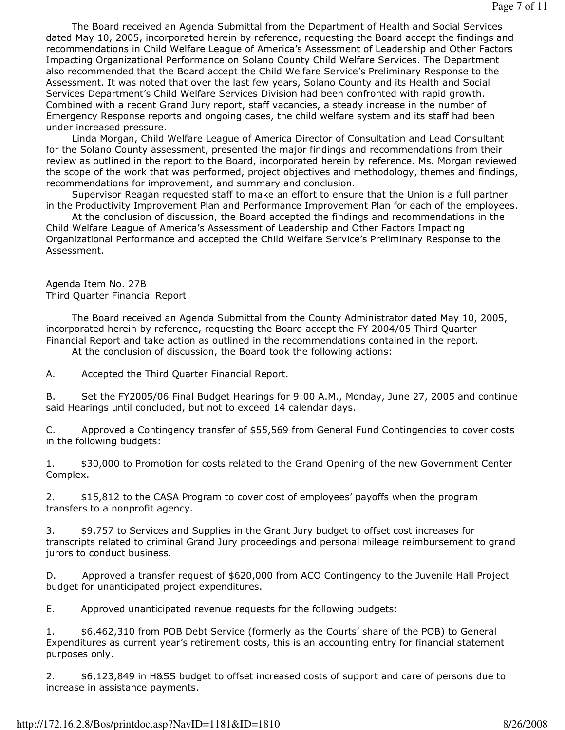The Board received an Agenda Submittal from the Department of Health and Social Services dated May 10, 2005, incorporated herein by reference, requesting the Board accept the findings and recommendations in Child Welfare League of America's Assessment of Leadership and Other Factors Impacting Organizational Performance on Solano County Child Welfare Services. The Department also recommended that the Board accept the Child Welfare Service's Preliminary Response to the Assessment. It was noted that over the last few years, Solano County and its Health and Social Services Department's Child Welfare Services Division had been confronted with rapid growth. Combined with a recent Grand Jury report, staff vacancies, a steady increase in the number of Emergency Response reports and ongoing cases, the child welfare system and its staff had been under increased pressure.

Linda Morgan, Child Welfare League of America Director of Consultation and Lead Consultant for the Solano County assessment, presented the major findings and recommendations from their review as outlined in the report to the Board, incorporated herein by reference. Ms. Morgan reviewed the scope of the work that was performed, project objectives and methodology, themes and findings, recommendations for improvement, and summary and conclusion.

Supervisor Reagan requested staff to make an effort to ensure that the Union is a full partner in the Productivity Improvement Plan and Performance Improvement Plan for each of the employees.

At the conclusion of discussion, the Board accepted the findings and recommendations in the Child Welfare League of America's Assessment of Leadership and Other Factors Impacting Organizational Performance and accepted the Child Welfare Service's Preliminary Response to the Assessment.

Agenda Item No. 27B
Third Quarter Financial Report

The Board received an Agenda Submittal from the County Administrator dated May 10, 2005, incorporated herein by reference, requesting the Board accept the FY 2004/05 Third Quarter Financial Report and take action as outlined in the recommendations contained in the report.

At the conclusion of discussion, the Board took the following actions:

A. Accepted the Third Quarter Financial Report.

B. Set the FY2005/06 Final Budget Hearings for 9:00 A.M., Monday, June 27, 2005 and continue said Hearings until concluded, but not to exceed 14 calendar days.

C. Approved a Contingency transfer of $55,569 from General Fund Contingencies to cover costs in the following budgets:

1. $30,000 to Promotion for costs related to the Grand Opening of the new Government Center Complex.

2. $15,812 to the CASA Program to cover cost of employees' payoffs when the program transfers to a nonprofit agency.

3. $9,757 to Services and Supplies in the Grant Jury budget to offset cost increases for transcripts related to criminal Grand Jury proceedings and personal mileage reimbursement to grand jurors to conduct business.

D. Approved a transfer request of $620,000 from ACO Contingency to the Juvenile Hall Project budget for unanticipated project expenditures.

E. Approved unanticipated revenue requests for the following budgets:

1. $6,462,310 from POB Debt Service (formerly as the Courts' share of the POB) to General Expenditures as current year's retirement costs, this is an accounting entry for financial statement purposes only.

2. $6,123,849 in H&SS budget to offset increased costs of support and care of persons due to increase in assistance payments.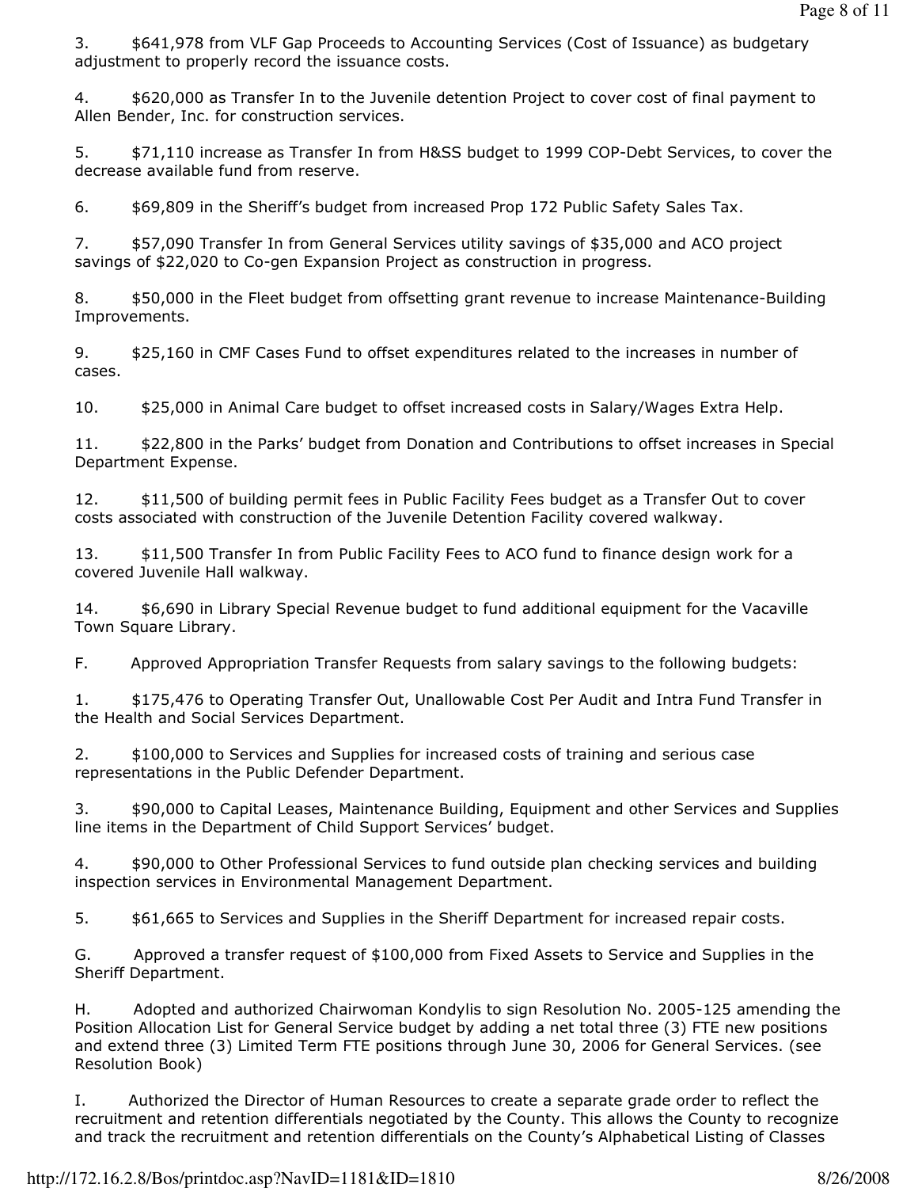3. $641,978 from VLF Gap Proceeds to Accounting Services (Cost of Issuance) as budgetary adjustment to properly record the issuance costs.

4. $620,000 as Transfer In to the Juvenile detention Project to cover cost of final payment to Allen Bender, Inc. for construction services.

5. $71,110 increase as Transfer In from H&SS budget to 1999 COP-Debt Services, to cover the decrease available fund from reserve.

6. $69,809 in the Sheriff's budget from increased Prop 172 Public Safety Sales Tax.

7. $57,090 Transfer In from General Services utility savings of $35,000 and ACO project savings of $22,020 to Co-gen Expansion Project as construction in progress.

8. $50,000 in the Fleet budget from offsetting grant revenue to increase Maintenance-Building Improvements.

9. $25,160 in CMF Cases Fund to offset expenditures related to the increases in number of cases.

10. $25,000 in Animal Care budget to offset increased costs in Salary/Wages Extra Help.

11. $22,800 in the Parks' budget from Donation and Contributions to offset increases in Special Department Expense.

12. $11,500 of building permit fees in Public Facility Fees budget as a Transfer Out to cover costs associated with construction of the Juvenile Detention Facility covered walkway.

13. $11,500 Transfer In from Public Facility Fees to ACO fund to finance design work for a covered Juvenile Hall walkway.

14. $6,690 in Library Special Revenue budget to fund additional equipment for the Vacaville Town Square Library.

F. Approved Appropriation Transfer Requests from salary savings to the following budgets:

1. $175,476 to Operating Transfer Out, Unallowable Cost Per Audit and Intra Fund Transfer in the Health and Social Services Department.

2. $100,000 to Services and Supplies for increased costs of training and serious case representations in the Public Defender Department.

3. $90,000 to Capital Leases, Maintenance Building, Equipment and other Services and Supplies line items in the Department of Child Support Services' budget.

4. $90,000 to Other Professional Services to fund outside plan checking services and building inspection services in Environmental Management Department.

5. $61,665 to Services and Supplies in the Sheriff Department for increased repair costs.

G. Approved a transfer request of $100,000 from Fixed Assets to Service and Supplies in the Sheriff Department.

H. Adopted and authorized Chairwoman Kondylis to sign Resolution No. 2005-125 amending the Position Allocation List for General Service budget by adding a net total three (3) FTE new positions and extend three (3) Limited Term FTE positions through June 30, 2006 for General Services. (see Resolution Book)

I. Authorized the Director of Human Resources to create a separate grade order to reflect the recruitment and retention differentials negotiated by the County. This allows the County to recognize and track the recruitment and retention differentials on the County's Alphabetical Listing of Classes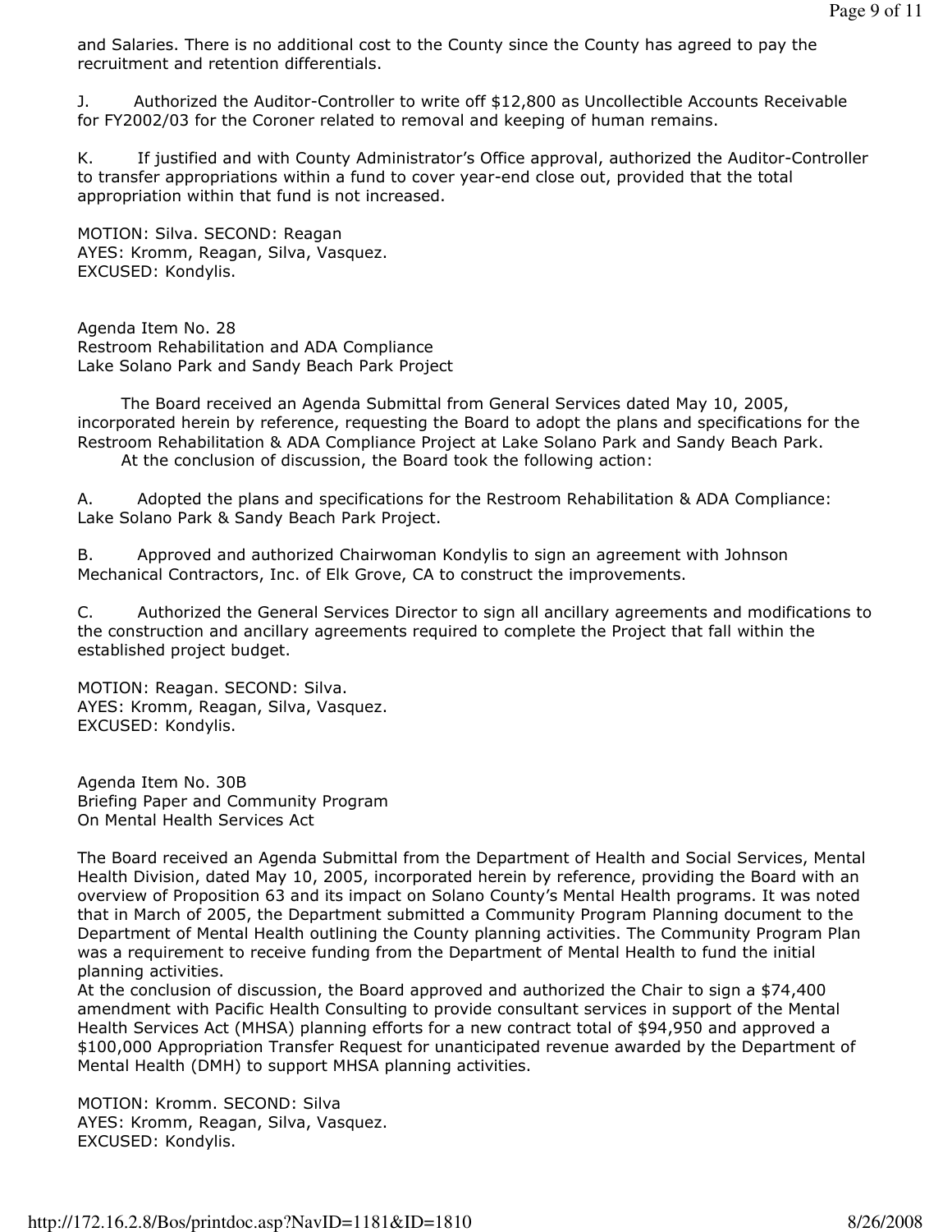and Salaries. There is no additional cost to the County since the County has agreed to pay the recruitment and retention differentials.

J. Authorized the Auditor-Controller to write off $12,800 as Uncollectible Accounts Receivable for FY2002/03 for the Coroner related to removal and keeping of human remains.

K. If justified and with County Administrator's Office approval, authorized the Auditor-Controller to transfer appropriations within a fund to cover year-end close out, provided that the total appropriation within that fund is not increased.

MOTION: Silva. SECOND: Reagan
AYES: Kromm, Reagan, Silva, Vasquez.
EXCUSED: Kondylis.

Agenda Item No. 28
Restroom Rehabilitation and ADA Compliance
Lake Solano Park and Sandy Beach Park Project

The Board received an Agenda Submittal from General Services dated May 10, 2005, incorporated herein by reference, requesting the Board to adopt the plans and specifications for the Restroom Rehabilitation & ADA Compliance Project at Lake Solano Park and Sandy Beach Park.
At the conclusion of discussion, the Board took the following action:

A. Adopted the plans and specifications for the Restroom Rehabilitation & ADA Compliance: Lake Solano Park & Sandy Beach Park Project.

B. Approved and authorized Chairwoman Kondylis to sign an agreement with Johnson Mechanical Contractors, Inc. of Elk Grove, CA to construct the improvements.

C. Authorized the General Services Director to sign all ancillary agreements and modifications to the construction and ancillary agreements required to complete the Project that fall within the established project budget.

MOTION: Reagan. SECOND: Silva.
AYES: Kromm, Reagan, Silva, Vasquez.
EXCUSED: Kondylis.

Agenda Item No. 30B
Briefing Paper and Community Program
On Mental Health Services Act

The Board received an Agenda Submittal from the Department of Health and Social Services, Mental Health Division, dated May 10, 2005, incorporated herein by reference, providing the Board with an overview of Proposition 63 and its impact on Solano County's Mental Health programs. It was noted that in March of 2005, the Department submitted a Community Program Planning document to the Department of Mental Health outlining the County planning activities. The Community Program Plan was a requirement to receive funding from the Department of Mental Health to fund the initial planning activities.
At the conclusion of discussion, the Board approved and authorized the Chair to sign a $74,400 amendment with Pacific Health Consulting to provide consultant services in support of the Mental Health Services Act (MHSA) planning efforts for a new contract total of $94,950 and approved a $100,000 Appropriation Transfer Request for unanticipated revenue awarded by the Department of Mental Health (DMH) to support MHSA planning activities.

MOTION: Kromm. SECOND: Silva
AYES: Kromm, Reagan, Silva, Vasquez.
EXCUSED: Kondylis.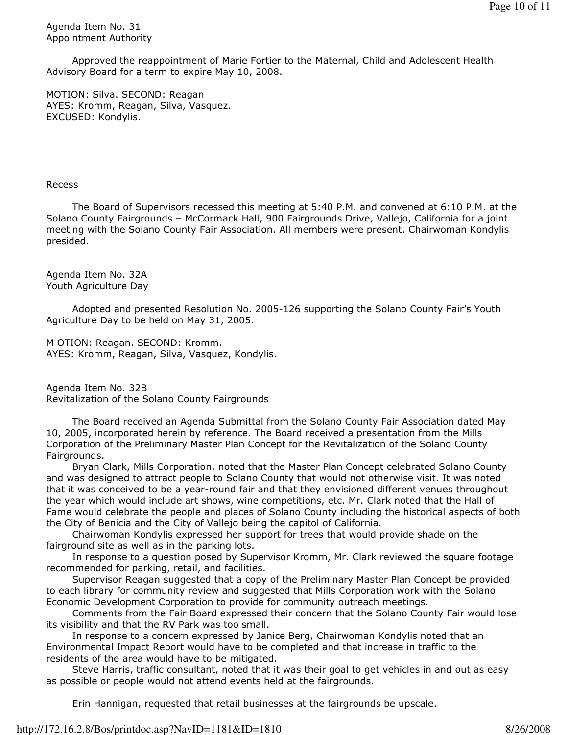Agenda Item No. 31
Appointment Authority

Approved the reappointment of Marie Fortier to the Maternal, Child and Adolescent Health Advisory Board for a term to expire May 10, 2008.

MOTION: Silva. SECOND: Reagan
AYES: Kromm, Reagan, Silva, Vasquez.
EXCUSED: Kondylis.

Recess

The Board of Supervisors recessed this meeting at 5:40 P.M. and convened at 6:10 P.M. at the Solano County Fairgrounds – McCormack Hall, 900 Fairgrounds Drive, Vallejo, California for a joint meeting with the Solano County Fair Association. All members were present. Chairwoman Kondylis presided.

Agenda Item No. 32A
Youth Agriculture Day

Adopted and presented Resolution No. 2005-126 supporting the Solano County Fair's Youth Agriculture Day to be held on May 31, 2005.

M OTION: Reagan. SECOND: Kromm.
AYES: Kromm, Reagan, Silva, Vasquez, Kondylis.

Agenda Item No. 32B
Revitalization of the Solano County Fairgrounds

The Board received an Agenda Submittal from the Solano County Fair Association dated May 10, 2005, incorporated herein by reference. The Board received a presentation from the Mills Corporation of the Preliminary Master Plan Concept for the Revitalization of the Solano County Fairgrounds.

Bryan Clark, Mills Corporation, noted that the Master Plan Concept celebrated Solano County and was designed to attract people to Solano County that would not otherwise visit. It was noted that it was conceived to be a year-round fair and that they envisioned different venues throughout the year which would include art shows, wine competitions, etc. Mr. Clark noted that the Hall of Fame would celebrate the people and places of Solano County including the historical aspects of both the City of Benicia and the City of Vallejo being the capitol of California.

Chairwoman Kondylis expressed her support for trees that would provide shade on the fairground site as well as in the parking lots.

In response to a question posed by Supervisor Kromm, Mr. Clark reviewed the square footage recommended for parking, retail, and facilities.

Supervisor Reagan suggested that a copy of the Preliminary Master Plan Concept be provided to each library for community review and suggested that Mills Corporation work with the Solano Economic Development Corporation to provide for community outreach meetings.

Comments from the Fair Board expressed their concern that the Solano County Fair would lose its visibility and that the RV Park was too small.

In response to a concern expressed by Janice Berg, Chairwoman Kondylis noted that an Environmental Impact Report would have to be completed and that increase in traffic to the residents of the area would have to be mitigated.

Steve Harris, traffic consultant, noted that it was their goal to get vehicles in and out as easy as possible or people would not attend events held at the fairgrounds.

Erin Hannigan, requested that retail businesses at the fairgrounds be upscale.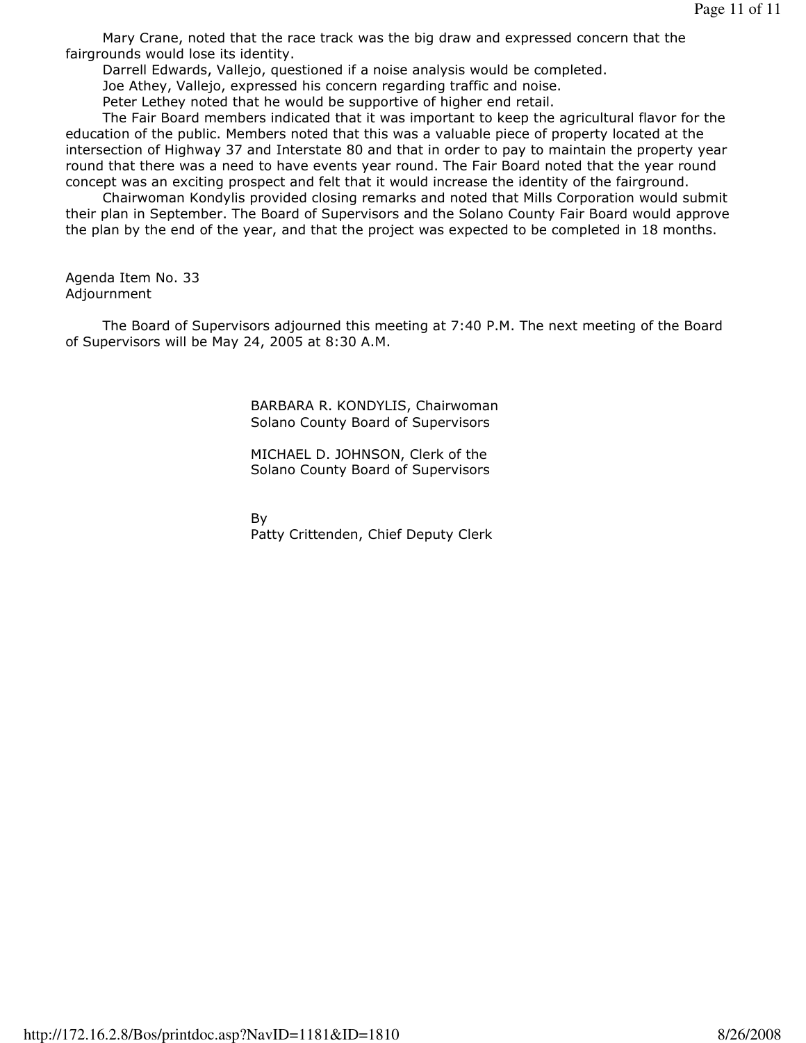Mary Crane, noted that the race track was the big draw and expressed concern that the fairgrounds would lose its identity.

Darrell Edwards, Vallejo, questioned if a noise analysis would be completed.

Joe Athey, Vallejo, expressed his concern regarding traffic and noise.

Peter Lethey noted that he would be supportive of higher end retail.

The Fair Board members indicated that it was important to keep the agricultural flavor for the education of the public. Members noted that this was a valuable piece of property located at the intersection of Highway 37 and Interstate 80 and that in order to pay to maintain the property year round that there was a need to have events year round. The Fair Board noted that the year round concept was an exciting prospect and felt that it would increase the identity of the fairground.

Chairwoman Kondylis provided closing remarks and noted that Mills Corporation would submit their plan in September. The Board of Supervisors and the Solano County Fair Board would approve the plan by the end of the year, and that the project was expected to be completed in 18 months.

Agenda Item No. 33
Adjournment

The Board of Supervisors adjourned this meeting at 7:40 P.M. The next meeting of the Board of Supervisors will be May 24, 2005 at 8:30 A.M.

BARBARA R. KONDYLIS, Chairwoman
Solano County Board of Supervisors

MICHAEL D. JOHNSON, Clerk of the
Solano County Board of Supervisors

By
Patty Crittenden, Chief Deputy Clerk